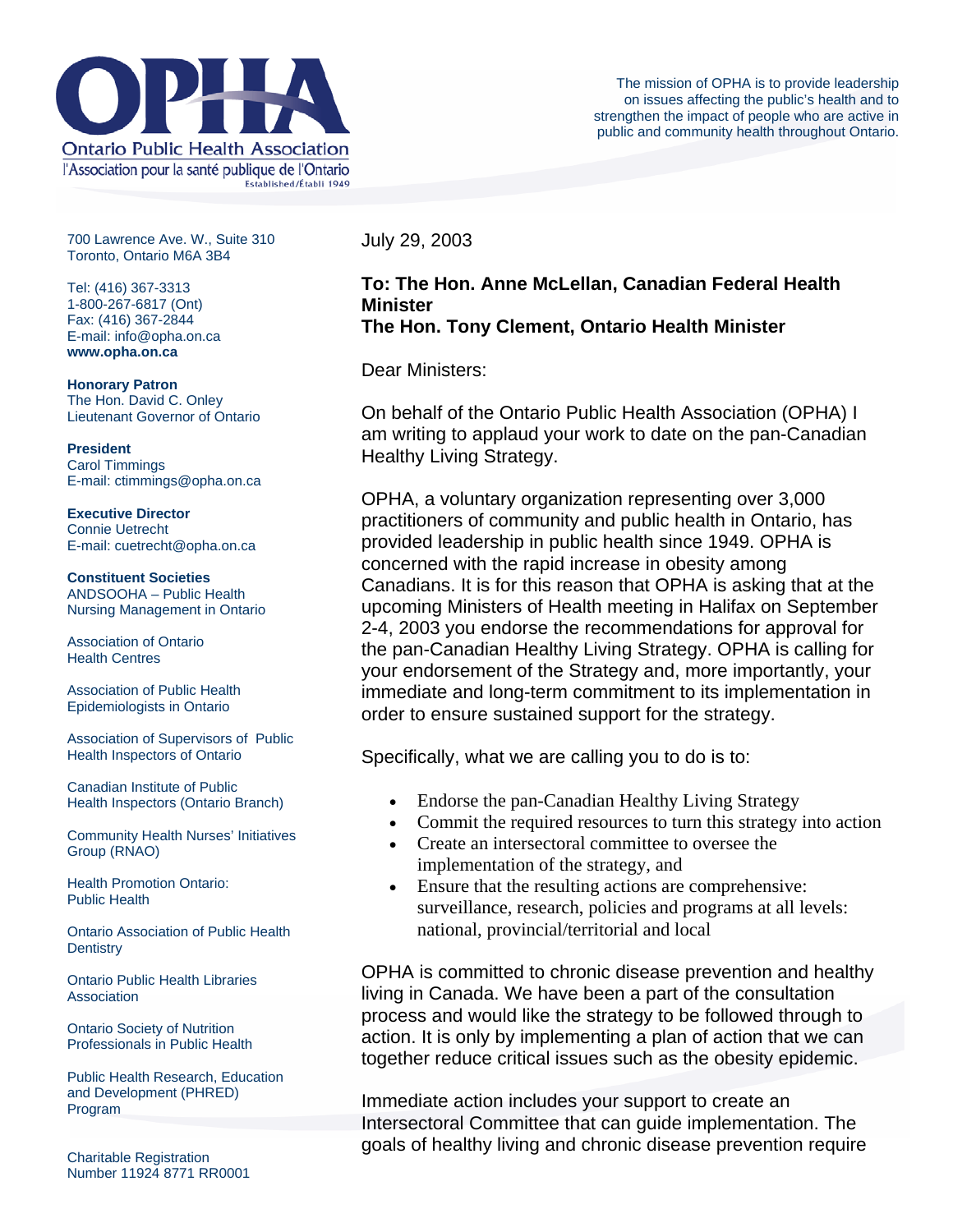# Ontario Public Health Association

l'Association pour la santé publique de l'Ontario

Established/Établi 1949

The mission of OPHA is to provide leadership on issues affecting the public's health and to strengthen the impact of people who are active in public and community health throughout Ontario.

700 Lawrence Ave. W., Suite 310
Toronto, Ontario M6A 3B4

Tel: (416) 367-3313
1-800-267-6817 (Ont)
Fax: (416) 367-2844
E-mail: info@opha.on.ca
**www.opha.on.ca**

**Honorary Patron**
The Hon. David C. Onley
Lieutenant Governor of Ontario

**President**
Carol Timmings
E-mail: ctimmings@opha.on.ca

**Executive Director**
Connie Uetrecht
E-mail: cuetrecht@opha.on.ca

**Constituent Societies**

ANDSOOHA – Public Health Nursing Management in Ontario

Association of Ontario Health Centres

Association of Public Health Epidemiologists in Ontario

Association of Supervisors of Public Health Inspectors of Ontario

Canadian Institute of Public Health Inspectors (Ontario Branch)

Community Health Nurses' Initiatives Group (RNAO)

Health Promotion Ontario: Public Health

Ontario Association of Public Health Dentistry

Ontario Public Health Libraries Association

Ontario Society of Nutrition Professionals in Public Health

Public Health Research, Education and Development (PHRED) Program

Charitable Registration Number 11924 8771 RR0001

July 29, 2003

**To: The Hon. Anne McLellan, Canadian Federal Health Minister**
**The Hon. Tony Clement, Ontario Health Minister**

Dear Ministers:

On behalf of the Ontario Public Health Association (OPHA) I am writing to applaud your work to date on the pan-Canadian Healthy Living Strategy.

OPHA, a voluntary organization representing over 3,000 practitioners of community and public health in Ontario, has provided leadership in public health since 1949. OPHA is concerned with the rapid increase in obesity among Canadians. It is for this reason that OPHA is asking that at the upcoming Ministers of Health meeting in Halifax on September 2-4, 2003 you endorse the recommendations for approval for the pan-Canadian Healthy Living Strategy. OPHA is calling for your endorsement of the Strategy and, more importantly, your immediate and long-term commitment to its implementation in order to ensure sustained support for the strategy.

Specifically, what we are calling you to do is to:

- Endorse the pan-Canadian Healthy Living Strategy
- Commit the required resources to turn this strategy into action
- Create an intersectoral committee to oversee the implementation of the strategy, and
- Ensure that the resulting actions are comprehensive: surveillance, research, policies and programs at all levels: national, provincial/territorial and local

OPHA is committed to chronic disease prevention and healthy living in Canada. We have been a part of the consultation process and would like the strategy to be followed through to action. It is only by implementing a plan of action that we can together reduce critical issues such as the obesity epidemic.

Immediate action includes your support to create an Intersectoral Committee that can guide implementation. The goals of healthy living and chronic disease prevention require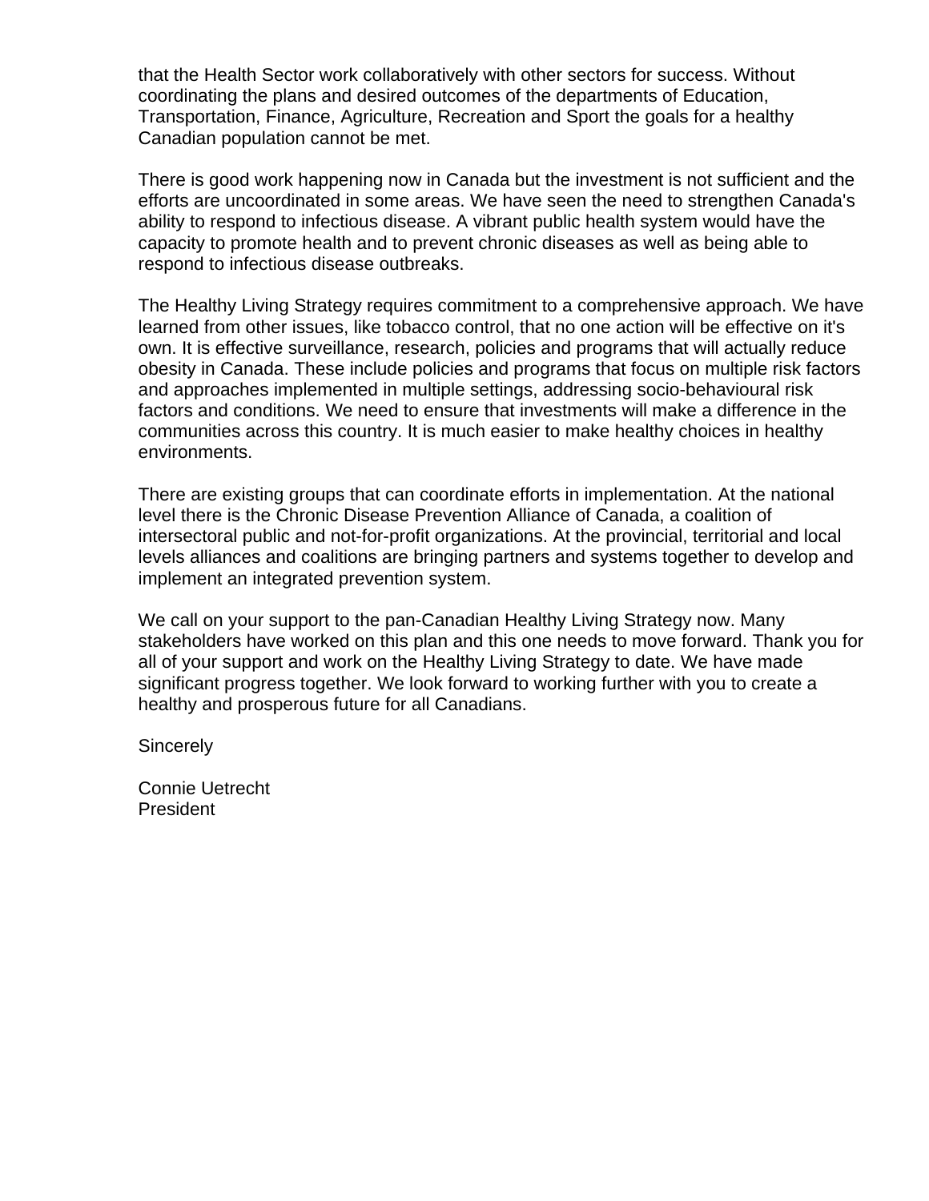that the Health Sector work collaboratively with other sectors for success. Without coordinating the plans and desired outcomes of the departments of Education, Transportation, Finance, Agriculture, Recreation and Sport the goals for a healthy Canadian population cannot be met.

There is good work happening now in Canada but the investment is not sufficient and the efforts are uncoordinated in some areas. We have seen the need to strengthen Canada's ability to respond to infectious disease. A vibrant public health system would have the capacity to promote health and to prevent chronic diseases as well as being able to respond to infectious disease outbreaks.

The Healthy Living Strategy requires commitment to a comprehensive approach. We have learned from other issues, like tobacco control, that no one action will be effective on it's own. It is effective surveillance, research, policies and programs that will actually reduce obesity in Canada. These include policies and programs that focus on multiple risk factors and approaches implemented in multiple settings, addressing socio-behavioural risk factors and conditions. We need to ensure that investments will make a difference in the communities across this country. It is much easier to make healthy choices in healthy environments.

There are existing groups that can coordinate efforts in implementation. At the national level there is the Chronic Disease Prevention Alliance of Canada, a coalition of intersectoral public and not-for-profit organizations. At the provincial, territorial and local levels alliances and coalitions are bringing partners and systems together to develop and implement an integrated prevention system.

We call on your support to the pan-Canadian Healthy Living Strategy now. Many stakeholders have worked on this plan and this one needs to move forward. Thank you for all of your support and work on the Healthy Living Strategy to date. We have made significant progress together. We look forward to working further with you to create a healthy and prosperous future for all Canadians.

Sincerely

Connie Uetrecht
President